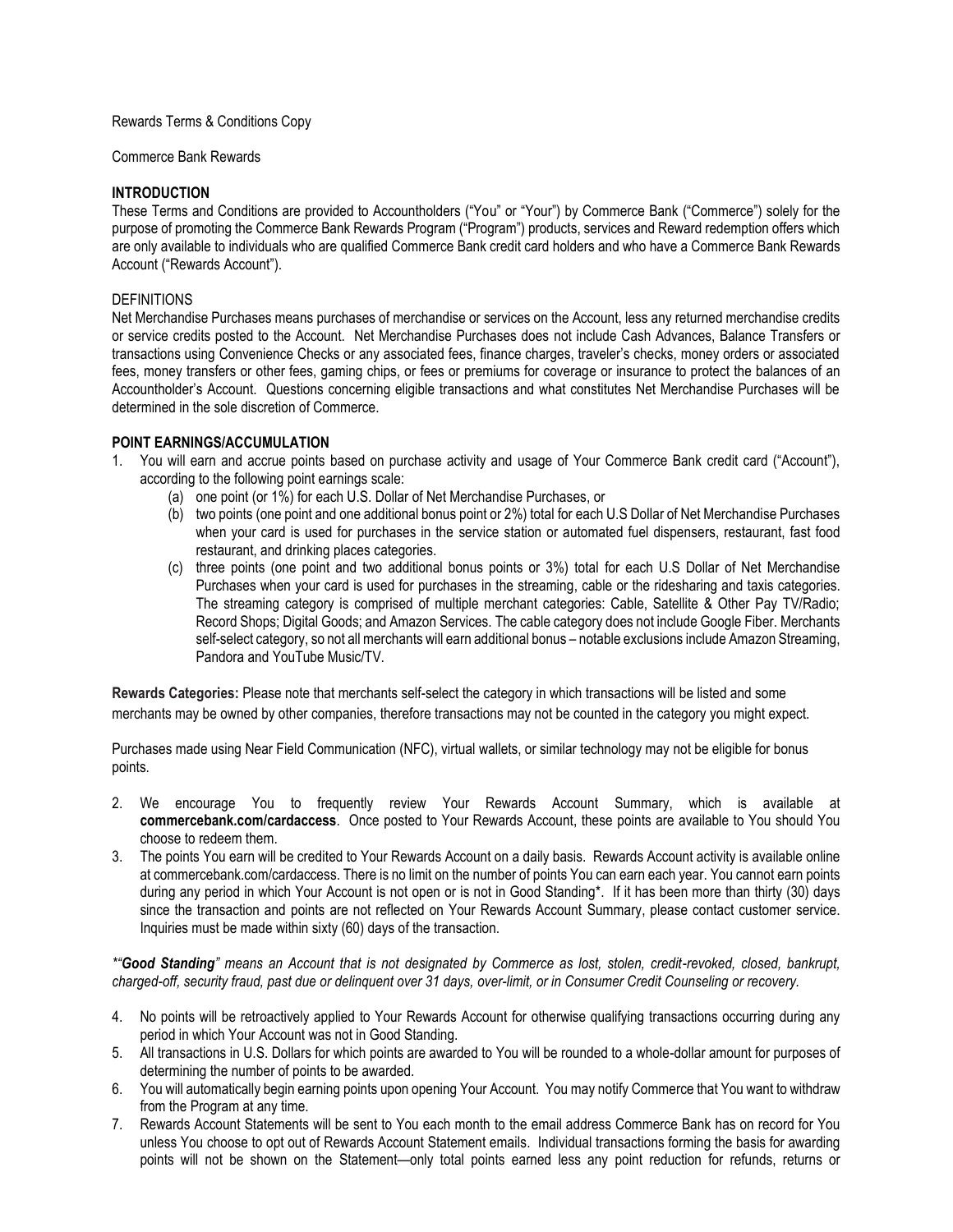Rewards Terms & Conditions Copy

Commerce Bank Rewards

**INTRODUCTION**

These Terms and Conditions are provided to Accountholders ("You" or "Your") by Commerce Bank ("Commerce") solely for the purpose of promoting the Commerce Bank Rewards Program ("Program") products, services and Reward redemption offers which are only available to individuals who are qualified Commerce Bank credit card holders and who have a Commerce Bank Rewards Account ("Rewards Account").

DEFINITIONS

Net Merchandise Purchases means purchases of merchandise or services on the Account, less any returned merchandise credits or service credits posted to the Account. Net Merchandise Purchases does not include Cash Advances, Balance Transfers or transactions using Convenience Checks or any associated fees, finance charges, traveler's checks, money orders or associated fees, money transfers or other fees, gaming chips, or fees or premiums for coverage or insurance to protect the balances of an Accountholder's Account. Questions concerning eligible transactions and what constitutes Net Merchandise Purchases will be determined in the sole discretion of Commerce.

**POINT EARNINGS/ACCUMULATION**

1. You will earn and accrue points based on purchase activity and usage of Your Commerce Bank credit card ("Account"), according to the following point earnings scale:
    (a) one point (or 1%) for each U.S. Dollar of Net Merchandise Purchases, or
    (b) two points (one point and one additional bonus point or 2%) total for each U.S Dollar of Net Merchandise Purchases when your card is used for purchases in the service station or automated fuel dispensers, restaurant, fast food restaurant, and drinking places categories.
    (c) three points (one point and two additional bonus points or 3%) total for each U.S Dollar of Net Merchandise Purchases when your card is used for purchases in the streaming, cable or the ridesharing and taxis categories. The streaming category is comprised of multiple merchant categories: Cable, Satellite & Other Pay TV/Radio; Record Shops; Digital Goods; and Amazon Services. The cable category does not include Google Fiber. Merchants self-select category, so not all merchants will earn additional bonus – notable exclusions include Amazon Streaming, Pandora and YouTube Music/TV.

**Rewards Categories:** Please note that merchants self-select the category in which transactions will be listed and some merchants may be owned by other companies, therefore transactions may not be counted in the category you might expect.

Purchases made using Near Field Communication (NFC), virtual wallets, or similar technology may not be eligible for bonus points.

2. We encourage You to frequently review Your Rewards Account Summary, which is available at **commercebank.com/cardaccess**. Once posted to Your Rewards Account, these points are available to You should You choose to redeem them.
3. The points You earn will be credited to Your Rewards Account on a daily basis. Rewards Account activity is available online at commercebank.com/cardaccess. There is no limit on the number of points You can earn each year. You cannot earn points during any period in which Your Account is not open or is not in Good Standing*. If it has been more than thirty (30) days since the transaction and points are not reflected on Your Rewards Account Summary, please contact customer service. Inquiries must be made within sixty (60) days of the transaction.

*\*"**Good Standing**" means an Account that is not designated by Commerce as lost, stolen, credit-revoked, closed, bankrupt, charged-off, security fraud, past due or delinquent over 31 days, over-limit, or in Consumer Credit Counseling or recovery.*

4. No points will be retroactively applied to Your Rewards Account for otherwise qualifying transactions occurring during any period in which Your Account was not in Good Standing.
5. All transactions in U.S. Dollars for which points are awarded to You will be rounded to a whole-dollar amount for purposes of determining the number of points to be awarded.
6. You will automatically begin earning points upon opening Your Account. You may notify Commerce that You want to withdraw from the Program at any time.
7. Rewards Account Statements will be sent to You each month to the email address Commerce Bank has on record for You unless You choose to opt out of Rewards Account Statement emails. Individual transactions forming the basis for awarding points will not be shown on the Statement—only total points earned less any point reduction for refunds, returns or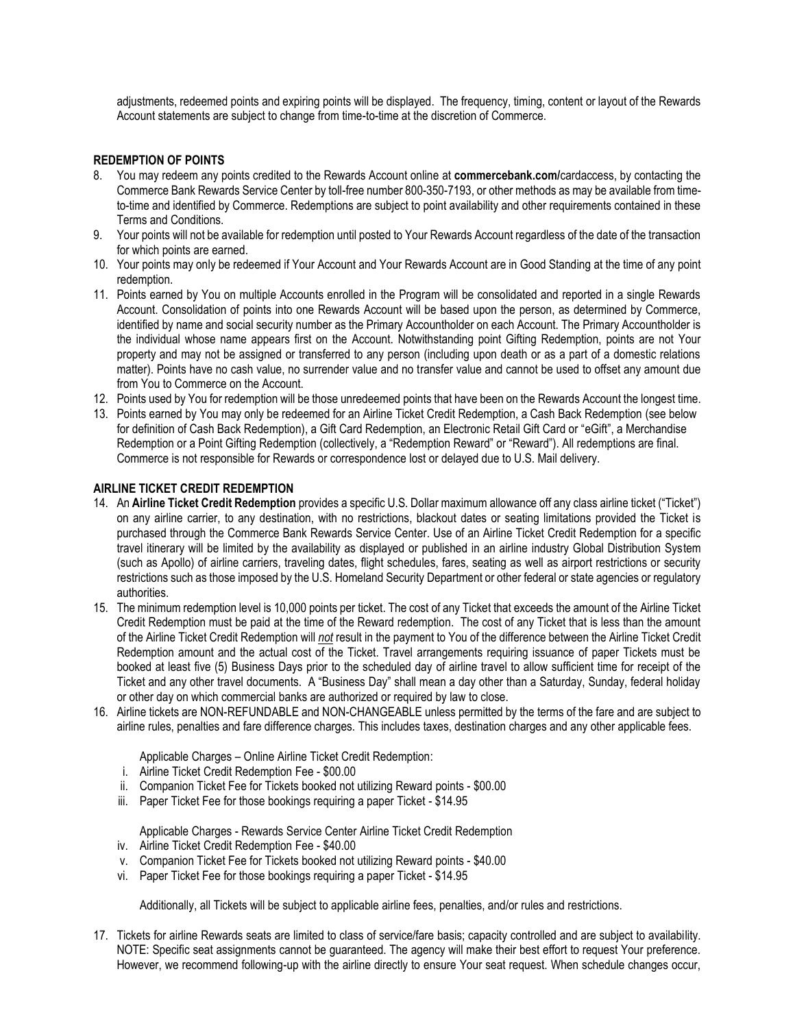adjustments, redeemed points and expiring points will be displayed. The frequency, timing, content or layout of the Rewards Account statements are subject to change from time-to-time at the discretion of Commerce.

## REDEMPTION OF POINTS

8. You may redeem any points credited to the Rewards Account online at **commercebank.com/**cardaccess, by contacting the Commerce Bank Rewards Service Center by toll-free number 800-350-7193, or other methods as may be available from time-to-time and identified by Commerce. Redemptions are subject to point availability and other requirements contained in these Terms and Conditions.
9. Your points will not be available for redemption until posted to Your Rewards Account regardless of the date of the transaction for which points are earned.
10. Your points may only be redeemed if Your Account and Your Rewards Account are in Good Standing at the time of any point redemption.
11. Points earned by You on multiple Accounts enrolled in the Program will be consolidated and reported in a single Rewards Account. Consolidation of points into one Rewards Account will be based upon the person, as determined by Commerce, identified by name and social security number as the Primary Accountholder on each Account. The Primary Accountholder is the individual whose name appears first on the Account. Notwithstanding point Gifting Redemption, points are not Your property and may not be assigned or transferred to any person (including upon death or as a part of a domestic relations matter). Points have no cash value, no surrender value and no transfer value and cannot be used to offset any amount due from You to Commerce on the Account.
12. Points used by You for redemption will be those unredeemed points that have been on the Rewards Account the longest time.
13. Points earned by You may only be redeemed for an Airline Ticket Credit Redemption, a Cash Back Redemption (see below for definition of Cash Back Redemption), a Gift Card Redemption, an Electronic Retail Gift Card or "eGift", a Merchandise Redemption or a Point Gifting Redemption (collectively, a "Redemption Reward" or "Reward"). All redemptions are final. Commerce is not responsible for Rewards or correspondence lost or delayed due to U.S. Mail delivery.

## AIRLINE TICKET CREDIT REDEMPTION

14. An **Airline Ticket Credit Redemption** provides a specific U.S. Dollar maximum allowance off any class airline ticket ("Ticket") on any airline carrier, to any destination, with no restrictions, blackout dates or seating limitations provided the Ticket is purchased through the Commerce Bank Rewards Service Center. Use of an Airline Ticket Credit Redemption for a specific travel itinerary will be limited by the availability as displayed or published in an airline industry Global Distribution System (such as Apollo) of airline carriers, traveling dates, flight schedules, fares, seating as well as airport restrictions or security restrictions such as those imposed by the U.S. Homeland Security Department or other federal or state agencies or regulatory authorities.
15. The minimum redemption level is 10,000 points per ticket. The cost of any Ticket that exceeds the amount of the Airline Ticket Credit Redemption must be paid at the time of the Reward redemption. The cost of any Ticket that is less than the amount of the Airline Ticket Credit Redemption will ***not*** result in the payment to You of the difference between the Airline Ticket Credit Redemption amount and the actual cost of the Ticket. Travel arrangements requiring issuance of paper Tickets must be booked at least five (5) Business Days prior to the scheduled day of airline travel to allow sufficient time for receipt of the Ticket and any other travel documents. A "Business Day" shall mean a day other than a Saturday, Sunday, federal holiday or other day on which commercial banks are authorized or required by law to close.
16. Airline tickets are NON-REFUNDABLE and NON-CHANGEABLE unless permitted by the terms of the fare and are subject to airline rules, penalties and fare difference charges. This includes taxes, destination charges and any other applicable fees.

    Applicable Charges – Online Airline Ticket Credit Redemption:

    i. Airline Ticket Credit Redemption Fee - $00.00
    ii. Companion Ticket Fee for Tickets booked not utilizing Reward points - $00.00
    iii. Paper Ticket Fee for those bookings requiring a paper Ticket - $14.95

    Applicable Charges - Rewards Service Center Airline Ticket Credit Redemption

    iv. Airline Ticket Credit Redemption Fee - $40.00
    v. Companion Ticket Fee for Tickets booked not utilizing Reward points - $40.00
    vi. Paper Ticket Fee for those bookings requiring a paper Ticket - $14.95

    Additionally, all Tickets will be subject to applicable airline fees, penalties, and/or rules and restrictions.

17. Tickets for airline Rewards seats are limited to class of service/fare basis; capacity controlled and are subject to availability. NOTE: Specific seat assignments cannot be guaranteed. The agency will make their best effort to request Your preference. However, we recommend following-up with the airline directly to ensure Your seat request. When schedule changes occur,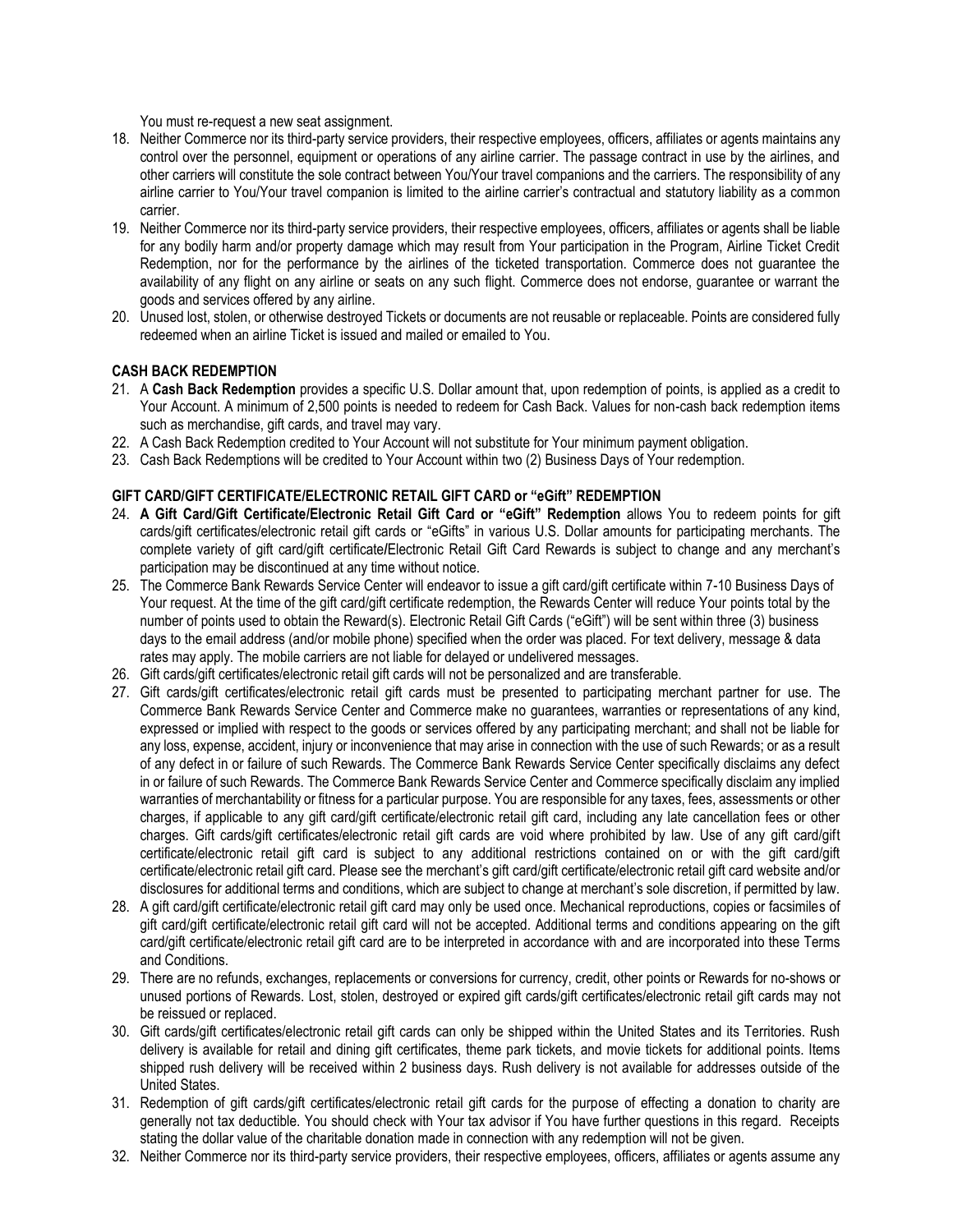You must re-request a new seat assignment.

18. Neither Commerce nor its third-party service providers, their respective employees, officers, affiliates or agents maintains any control over the personnel, equipment or operations of any airline carrier. The passage contract in use by the airlines, and other carriers will constitute the sole contract between You/Your travel companions and the carriers. The responsibility of any airline carrier to You/Your travel companion is limited to the airline carrier's contractual and statutory liability as a common carrier.
19. Neither Commerce nor its third-party service providers, their respective employees, officers, affiliates or agents shall be liable for any bodily harm and/or property damage which may result from Your participation in the Program, Airline Ticket Credit Redemption, nor for the performance by the airlines of the ticketed transportation. Commerce does not guarantee the availability of any flight on any airline or seats on any such flight. Commerce does not endorse, guarantee or warrant the goods and services offered by any airline.
20. Unused lost, stolen, or otherwise destroyed Tickets or documents are not reusable or replaceable. Points are considered fully redeemed when an airline Ticket is issued and mailed or emailed to You.

**CASH BACK REDEMPTION**

21. A **Cash Back Redemption** provides a specific U.S. Dollar amount that, upon redemption of points, is applied as a credit to Your Account. A minimum of 2,500 points is needed to redeem for Cash Back. Values for non-cash back redemption items such as merchandise, gift cards, and travel may vary.
22. A Cash Back Redemption credited to Your Account will not substitute for Your minimum payment obligation.
23. Cash Back Redemptions will be credited to Your Account within two (2) Business Days of Your redemption.

**GIFT CARD/GIFT CERTIFICATE/ELECTRONIC RETAIL GIFT CARD or "eGift" REDEMPTION**

24. **A Gift Card/Gift Certificate/Electronic Retail Gift Card or "eGift" Redemption** allows You to redeem points for gift cards/gift certificates/electronic retail gift cards or "eGifts" in various U.S. Dollar amounts for participating merchants. The complete variety of gift card/gift certificate/Electronic Retail Gift Card Rewards is subject to change and any merchant's participation may be discontinued at any time without notice.
25. The Commerce Bank Rewards Service Center will endeavor to issue a gift card/gift certificate within 7-10 Business Days of Your request. At the time of the gift card/gift certificate redemption, the Rewards Center will reduce Your points total by the number of points used to obtain the Reward(s). Electronic Retail Gift Cards ("eGift") will be sent within three (3) business days to the email address (and/or mobile phone) specified when the order was placed. For text delivery, message & data rates may apply. The mobile carriers are not liable for delayed or undelivered messages.
26. Gift cards/gift certificates/electronic retail gift cards will not be personalized and are transferable.
27. Gift cards/gift certificates/electronic retail gift cards must be presented to participating merchant partner for use. The Commerce Bank Rewards Service Center and Commerce make no guarantees, warranties or representations of any kind, expressed or implied with respect to the goods or services offered by any participating merchant; and shall not be liable for any loss, expense, accident, injury or inconvenience that may arise in connection with the use of such Rewards; or as a result of any defect in or failure of such Rewards. The Commerce Bank Rewards Service Center specifically disclaims any defect in or failure of such Rewards. The Commerce Bank Rewards Service Center and Commerce specifically disclaim any implied warranties of merchantability or fitness for a particular purpose. You are responsible for any taxes, fees, assessments or other charges, if applicable to any gift card/gift certificate/electronic retail gift card, including any late cancellation fees or other charges. Gift cards/gift certificates/electronic retail gift cards are void where prohibited by law. Use of any gift card/gift certificate/electronic retail gift card is subject to any additional restrictions contained on or with the gift card/gift certificate/electronic retail gift card. Please see the merchant's gift card/gift certificate/electronic retail gift card website and/or disclosures for additional terms and conditions, which are subject to change at merchant's sole discretion, if permitted by law.
28. A gift card/gift certificate/electronic retail gift card may only be used once. Mechanical reproductions, copies or facsimiles of gift card/gift certificate/electronic retail gift card will not be accepted. Additional terms and conditions appearing on the gift card/gift certificate/electronic retail gift card are to be interpreted in accordance with and are incorporated into these Terms and Conditions.
29. There are no refunds, exchanges, replacements or conversions for currency, credit, other points or Rewards for no-shows or unused portions of Rewards. Lost, stolen, destroyed or expired gift cards/gift certificates/electronic retail gift cards may not be reissued or replaced.
30. Gift cards/gift certificates/electronic retail gift cards can only be shipped within the United States and its Territories. Rush delivery is available for retail and dining gift certificates, theme park tickets, and movie tickets for additional points. Items shipped rush delivery will be received within 2 business days. Rush delivery is not available for addresses outside of the United States.
31. Redemption of gift cards/gift certificates/electronic retail gift cards for the purpose of effecting a donation to charity are generally not tax deductible. You should check with Your tax advisor if You have further questions in this regard. Receipts stating the dollar value of the charitable donation made in connection with any redemption will not be given.
32. Neither Commerce nor its third-party service providers, their respective employees, officers, affiliates or agents assume any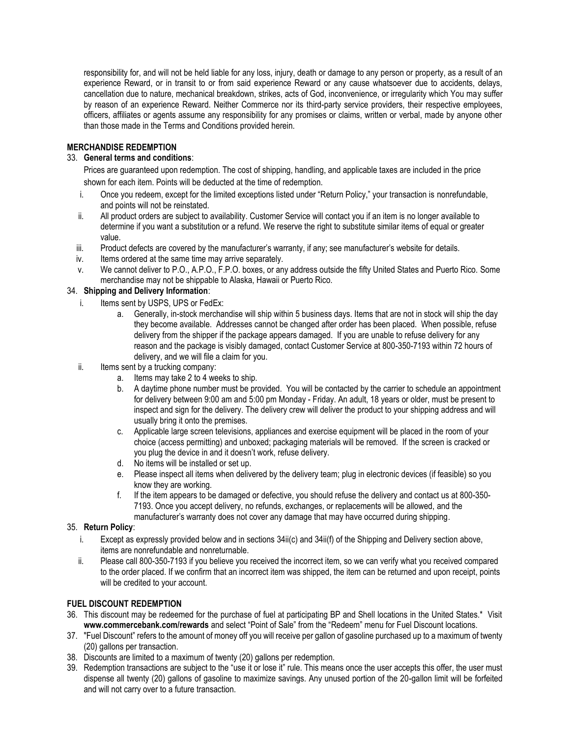responsibility for, and will not be held liable for any loss, injury, death or damage to any person or property, as a result of an experience Reward, or in transit to or from said experience Reward or any cause whatsoever due to accidents, delays, cancellation due to nature, mechanical breakdown, strikes, acts of God, inconvenience, or irregularity which You may suffer by reason of an experience Reward. Neither Commerce nor its third-party service providers, their respective employees, officers, affiliates or agents assume any responsibility for any promises or claims, written or verbal, made by anyone other than those made in the Terms and Conditions provided herein.

**MERCHANDISE REDEMPTION**

33. **General terms and conditions**:

    Prices are guaranteed upon redemption. The cost of shipping, handling, and applicable taxes are included in the price shown for each item. Points will be deducted at the time of redemption.

    i. Once you redeem, except for the limited exceptions listed under "Return Policy," your transaction is nonrefundable, and points will not be reinstated.
    ii. All product orders are subject to availability. Customer Service will contact you if an item is no longer available to determine if you want a substitution or a refund. We reserve the right to substitute similar items of equal or greater value.
    iii. Product defects are covered by the manufacturer's warranty, if any; see manufacturer's website for details.
    iv. Items ordered at the same time may arrive separately.
    v. We cannot deliver to P.O., A.P.O., F.P.O. boxes, or any address outside the fifty United States and Puerto Rico. Some merchandise may not be shippable to Alaska, Hawaii or Puerto Rico.

34. **Shipping and Delivery Information**:

    i. Items sent by USPS, UPS or FedEx:
        a. Generally, in-stock merchandise will ship within 5 business days. Items that are not in stock will ship the day they become available. Addresses cannot be changed after order has been placed. When possible, refuse delivery from the shipper if the package appears damaged. If you are unable to refuse delivery for any reason and the package is visibly damaged, contact Customer Service at 800-350-7193 within 72 hours of delivery, and we will file a claim for you.
    ii. Items sent by a trucking company:
        a. Items may take 2 to 4 weeks to ship.
        b. A daytime phone number must be provided. You will be contacted by the carrier to schedule an appointment for delivery between 9:00 am and 5:00 pm Monday - Friday. An adult, 18 years or older, must be present to inspect and sign for the delivery. The delivery crew will deliver the product to your shipping address and will usually bring it onto the premises.
        c. Applicable large screen televisions, appliances and exercise equipment will be placed in the room of your choice (access permitting) and unboxed; packaging materials will be removed. If the screen is cracked or you plug the device in and it doesn't work, refuse delivery.
        d. No items will be installed or set up.
        e. Please inspect all items when delivered by the delivery team; plug in electronic devices (if feasible) so you know they are working.
        f. If the item appears to be damaged or defective, you should refuse the delivery and contact us at 800-350-7193. Once you accept delivery, no refunds, exchanges, or replacements will be allowed, and the manufacturer's warranty does not cover any damage that may have occurred during shipping.

35. **Return Policy**:

    i. Except as expressly provided below and in sections 34ii(c) and 34ii(f) of the Shipping and Delivery section above, items are nonrefundable and nonreturnable.
    ii. Please call 800-350-7193 if you believe you received the incorrect item, so we can verify what you received compared to the order placed. If we confirm that an incorrect item was shipped, the item can be returned and upon receipt, points will be credited to your account.

**FUEL DISCOUNT REDEMPTION**

36. This discount may be redeemed for the purchase of fuel at participating BP and Shell locations in the United States.* Visit **www.commercebank.com/rewards** and select "Point of Sale" from the "Redeem" menu for Fuel Discount locations.
37. "Fuel Discount" refers to the amount of money off you will receive per gallon of gasoline purchased up to a maximum of twenty (20) gallons per transaction.
38. Discounts are limited to a maximum of twenty (20) gallons per redemption.
39. Redemption transactions are subject to the "use it or lose it" rule. This means once the user accepts this offer, the user must dispense all twenty (20) gallons of gasoline to maximize savings. Any unused portion of the 20-gallon limit will be forfeited and will not carry over to a future transaction.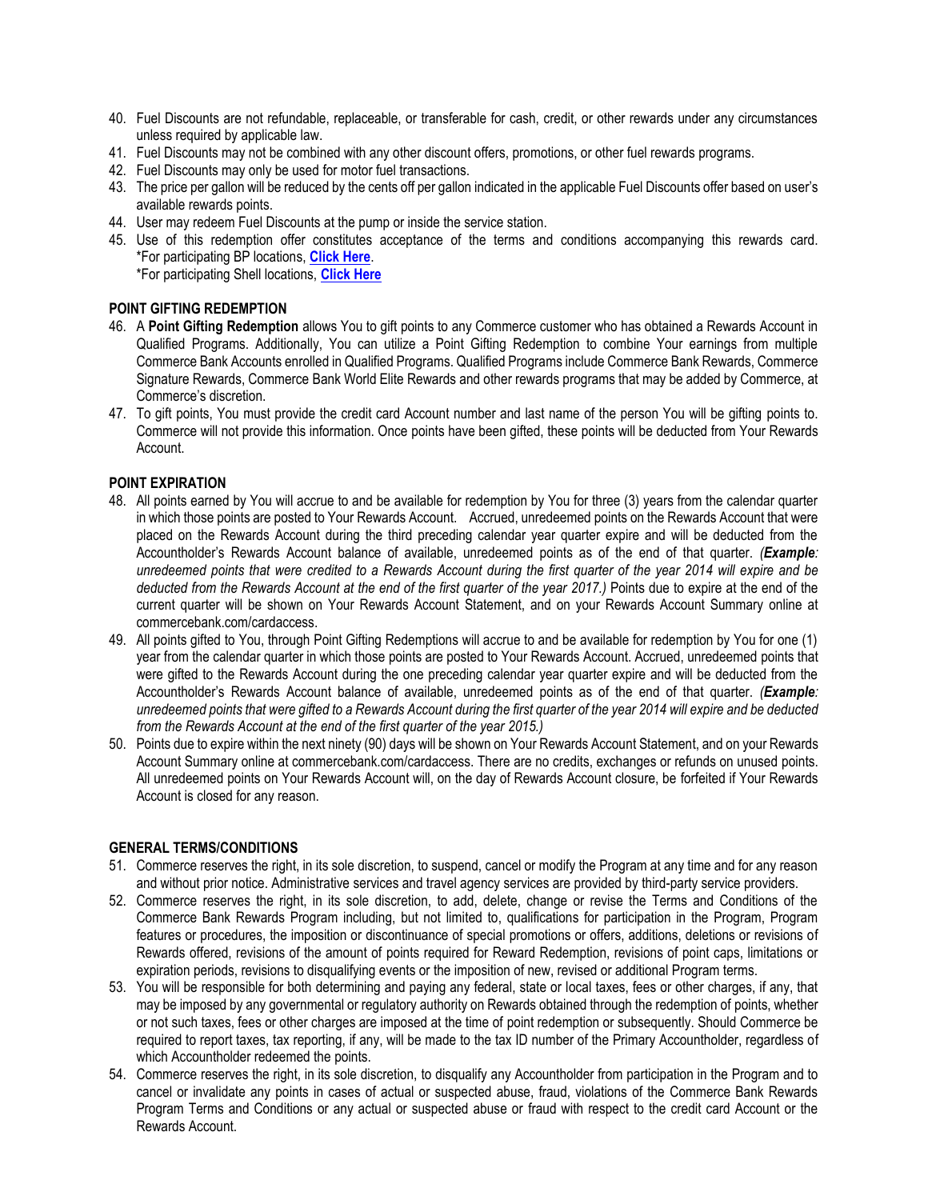40. Fuel Discounts are not refundable, replaceable, or transferable for cash, credit, or other rewards under any circumstances unless required by applicable law.
41. Fuel Discounts may not be combined with any other discount offers, promotions, or other fuel rewards programs.
42. Fuel Discounts may only be used for motor fuel transactions.
43. The price per gallon will be reduced by the cents off per gallon indicated in the applicable Fuel Discounts offer based on user's available rewards points.
44. User may redeem Fuel Discounts at the pump or inside the service station.
45. Use of this redemption offer constitutes acceptance of the terms and conditions accompanying this rewards card.
    *For participating BP locations, **Click Here**.
    *For participating Shell locations, **Click Here**

**POINT GIFTING REDEMPTION**

46. A **Point Gifting Redemption** allows You to gift points to any Commerce customer who has obtained a Rewards Account in Qualified Programs. Additionally, You can utilize a Point Gifting Redemption to combine Your earnings from multiple Commerce Bank Accounts enrolled in Qualified Programs. Qualified Programs include Commerce Bank Rewards, Commerce Signature Rewards, Commerce Bank World Elite Rewards and other rewards programs that may be added by Commerce, at Commerce's discretion.
47. To gift points, You must provide the credit card Account number and last name of the person You will be gifting points to. Commerce will not provide this information. Once points have been gifted, these points will be deducted from Your Rewards Account.

**POINT EXPIRATION**

48. All points earned by You will accrue to and be available for redemption by You for three (3) years from the calendar quarter in which those points are posted to Your Rewards Account. Accrued, unredeemed points on the Rewards Account that were placed on the Rewards Account during the third preceding calendar year quarter expire and will be deducted from the Accountholder's Rewards Account balance of available, unredeemed points as of the end of that quarter. *(**Example**: unredeemed points that were credited to a Rewards Account during the first quarter of the year 2014 will expire and be deducted from the Rewards Account at the end of the first quarter of the year 2017.)* Points due to expire at the end of the current quarter will be shown on Your Rewards Account Statement, and on your Rewards Account Summary online at commercebank.com/cardaccess.
49. All points gifted to You, through Point Gifting Redemptions will accrue to and be available for redemption by You for one (1) year from the calendar quarter in which those points are posted to Your Rewards Account. Accrued, unredeemed points that were gifted to the Rewards Account during the one preceding calendar year quarter expire and will be deducted from the Accountholder's Rewards Account balance of available, unredeemed points as of the end of that quarter. *(**Example**: unredeemed points that were gifted to a Rewards Account during the first quarter of the year 2014 will expire and be deducted from the Rewards Account at the end of the first quarter of the year 2015.)*
50. Points due to expire within the next ninety (90) days will be shown on Your Rewards Account Statement, and on your Rewards Account Summary online at commercebank.com/cardaccess. There are no credits, exchanges or refunds on unused points. All unredeemed points on Your Rewards Account will, on the day of Rewards Account closure, be forfeited if Your Rewards Account is closed for any reason.

**GENERAL TERMS/CONDITIONS**

51. Commerce reserves the right, in its sole discretion, to suspend, cancel or modify the Program at any time and for any reason and without prior notice. Administrative services and travel agency services are provided by third-party service providers.
52. Commerce reserves the right, in its sole discretion, to add, delete, change or revise the Terms and Conditions of the Commerce Bank Rewards Program including, but not limited to, qualifications for participation in the Program, Program features or procedures, the imposition or discontinuance of special promotions or offers, additions, deletions or revisions of Rewards offered, revisions of the amount of points required for Reward Redemption, revisions of point caps, limitations or expiration periods, revisions to disqualifying events or the imposition of new, revised or additional Program terms.
53. You will be responsible for both determining and paying any federal, state or local taxes, fees or other charges, if any, that may be imposed by any governmental or regulatory authority on Rewards obtained through the redemption of points, whether or not such taxes, fees or other charges are imposed at the time of point redemption or subsequently. Should Commerce be required to report taxes, tax reporting, if any, will be made to the tax ID number of the Primary Accountholder, regardless of which Accountholder redeemed the points.
54. Commerce reserves the right, in its sole discretion, to disqualify any Accountholder from participation in the Program and to cancel or invalidate any points in cases of actual or suspected abuse, fraud, violations of the Commerce Bank Rewards Program Terms and Conditions or any actual or suspected abuse or fraud with respect to the credit card Account or the Rewards Account.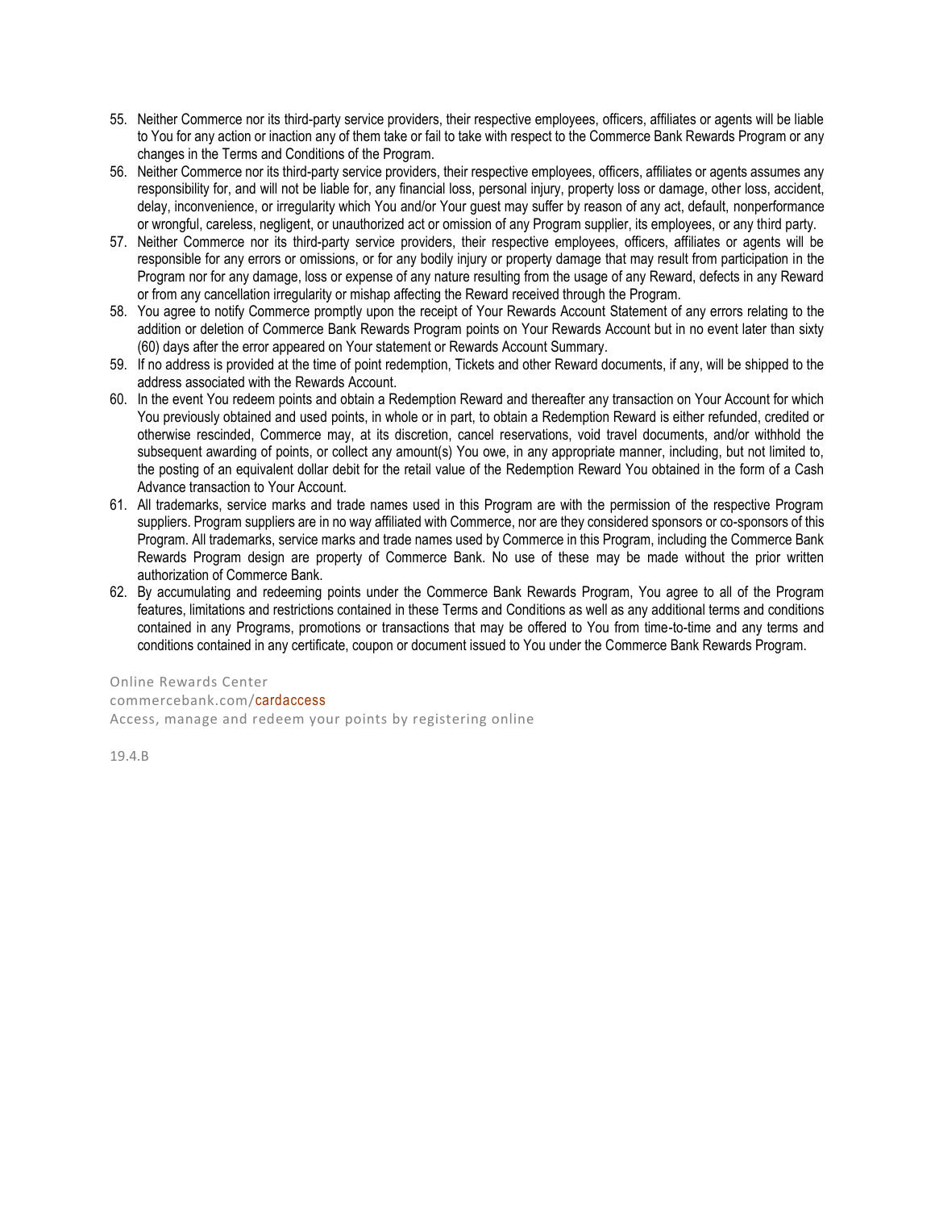55. Neither Commerce nor its third-party service providers, their respective employees, officers, affiliates or agents will be liable to You for any action or inaction any of them take or fail to take with respect to the Commerce Bank Rewards Program or any changes in the Terms and Conditions of the Program.
56. Neither Commerce nor its third-party service providers, their respective employees, officers, affiliates or agents assumes any responsibility for, and will not be liable for, any financial loss, personal injury, property loss or damage, other loss, accident, delay, inconvenience, or irregularity which You and/or Your guest may suffer by reason of any act, default, nonperformance or wrongful, careless, negligent, or unauthorized act or omission of any Program supplier, its employees, or any third party.
57. Neither Commerce nor its third-party service providers, their respective employees, officers, affiliates or agents will be responsible for any errors or omissions, or for any bodily injury or property damage that may result from participation in the Program nor for any damage, loss or expense of any nature resulting from the usage of any Reward, defects in any Reward or from any cancellation irregularity or mishap affecting the Reward received through the Program.
58. You agree to notify Commerce promptly upon the receipt of Your Rewards Account Statement of any errors relating to the addition or deletion of Commerce Bank Rewards Program points on Your Rewards Account but in no event later than sixty (60) days after the error appeared on Your statement or Rewards Account Summary.
59. If no address is provided at the time of point redemption, Tickets and other Reward documents, if any, will be shipped to the address associated with the Rewards Account.
60. In the event You redeem points and obtain a Redemption Reward and thereafter any transaction on Your Account for which You previously obtained and used points, in whole or in part, to obtain a Redemption Reward is either refunded, credited or otherwise rescinded, Commerce may, at its discretion, cancel reservations, void travel documents, and/or withhold the subsequent awarding of points, or collect any amount(s) You owe, in any appropriate manner, including, but not limited to, the posting of an equivalent dollar debit for the retail value of the Redemption Reward You obtained in the form of a Cash Advance transaction to Your Account.
61. All trademarks, service marks and trade names used in this Program are with the permission of the respective Program suppliers. Program suppliers are in no way affiliated with Commerce, nor are they considered sponsors or co-sponsors of this Program. All trademarks, service marks and trade names used by Commerce in this Program, including the Commerce Bank Rewards Program design are property of Commerce Bank. No use of these may be made without the prior written authorization of Commerce Bank.
62. By accumulating and redeeming points under the Commerce Bank Rewards Program, You agree to all of the Program features, limitations and restrictions contained in these Terms and Conditions as well as any additional terms and conditions contained in any Programs, promotions or transactions that may be offered to You from time-to-time and any terms and conditions contained in any certificate, coupon or document issued to You under the Commerce Bank Rewards Program.

Online Rewards Center
commercebank.com/cardaccess
Access, manage and redeem your points by registering online

19.4.B